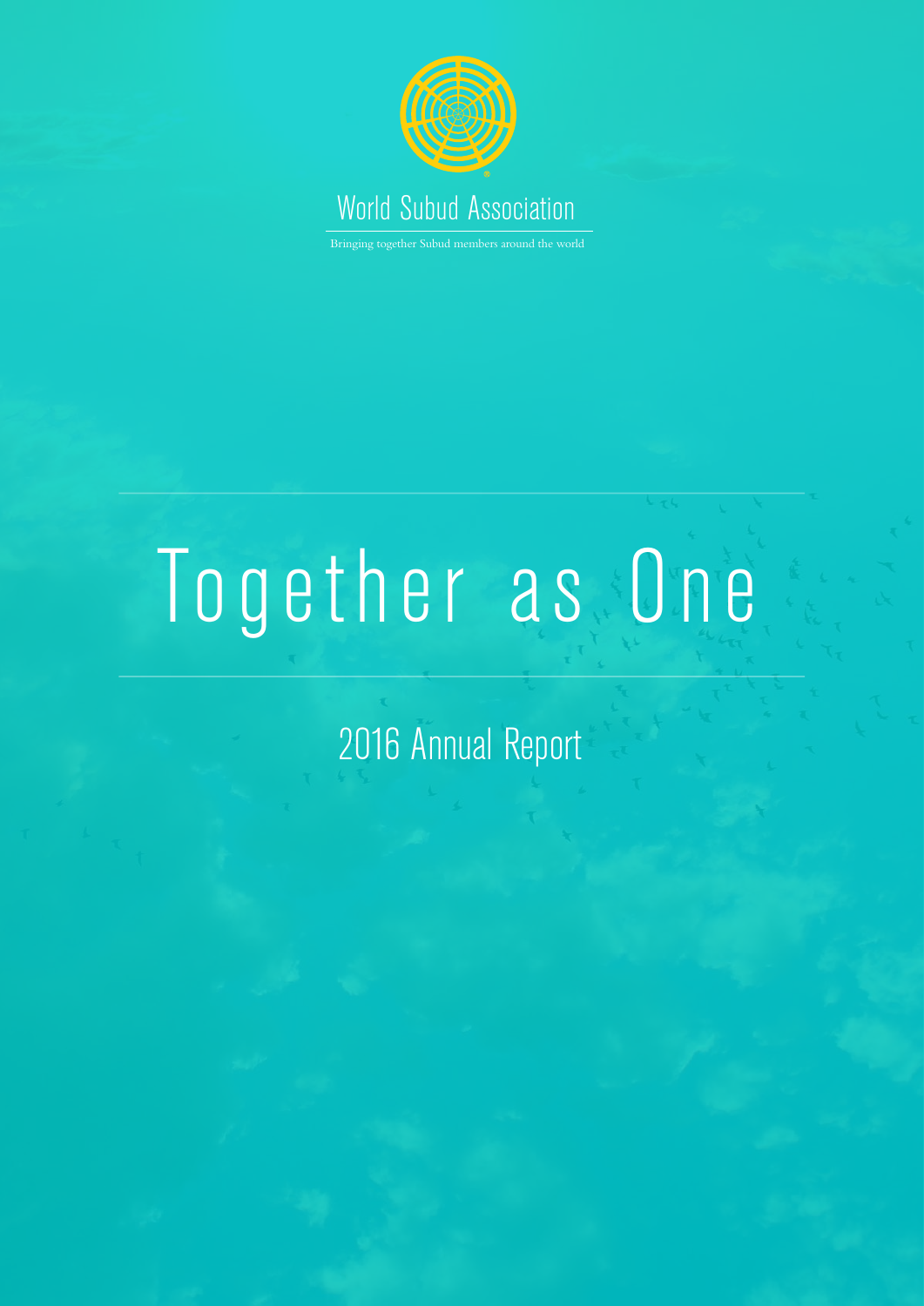World Subud Association

Bringing together Subud members around the world

# Together as One

## 2016 Annual Report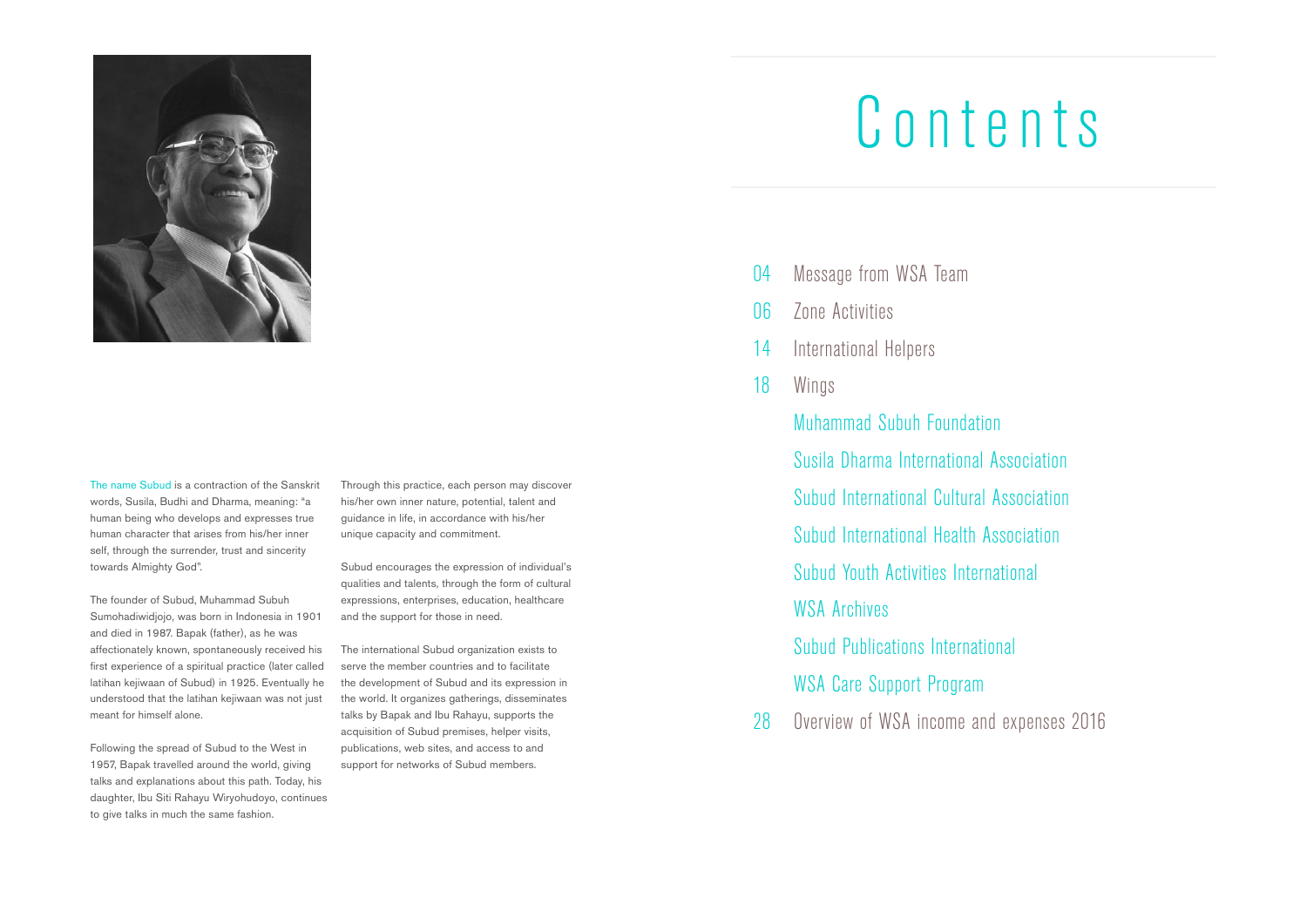The name Subud is a contraction of the Sanskrit words, Susila, Budhi and Dharma, meaning: "a human being who develops and expresses true human character that arises from his/her inner self, through the surrender, trust and sincerity towards Almighty God".

The founder of Subud, Muhammad Subuh Sumohadiwidjojo, was born in Indonesia in 1901 and died in 1987. Bapak (father), as he was affectionately known, spontaneously received his first experience of a spiritual practice (later called latihan kejiwaan of Subud) in 1925. Eventually he understood that the latihan kejiwaan was not just meant for himself alone.

Following the spread of Subud to the West in 1957, Bapak travelled around the world, giving talks and explanations about this path. Today, his daughter, Ibu Siti Rahayu Wiryohudoyo, continues to give talks in much the same fashion.

Through this practice, each person may discover his/her own inner nature, potential, talent and guidance in life, in accordance with his/her unique capacity and commitment.

Subud encourages the expression of individual's qualities and talents, through the form of cultural expressions, enterprises, education, healthcare and the support for those in need.

The international Subud organization exists to serve the member countries and to facilitate the development of Subud and its expression in the world. It organizes gatherings, disseminates talks by Bapak and Ibu Rahayu, supports the acquisition of Subud premises, helper visits, publications, web sites, and access to and support for networks of Subud members.

# Contents

- 04 Message from WSA Team
- 06 Zone Activities
- 14 International Helpers
- 18 Wings
  - Muhammad Subuh Foundation
  - Susila Dharma International Association
  - Subud International Cultural Association
  - Subud International Health Association
  - Subud Youth Activities International
  - WSA Archives
  - Subud Publications International
  - WSA Care Support Program
- 28 Overview of WSA income and expenses 2016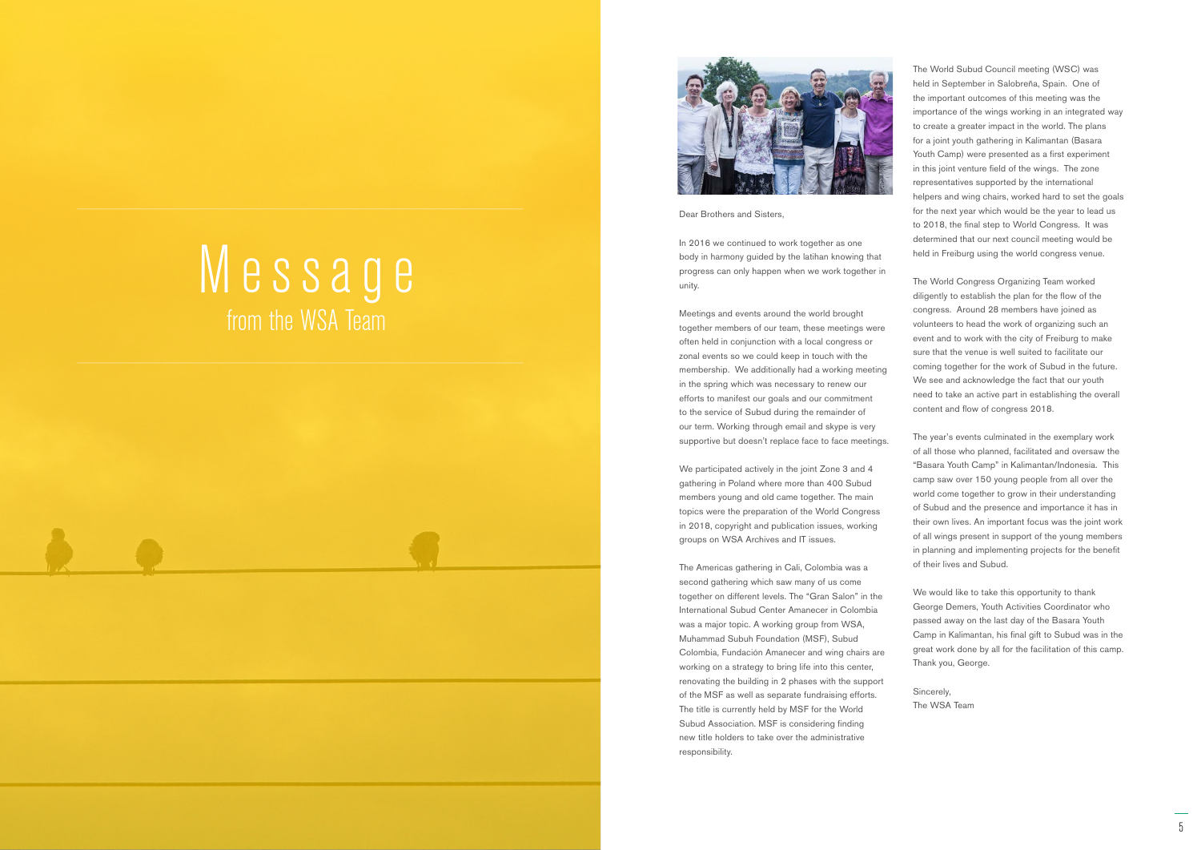# Message

## from the WSA Team

Dear Brothers and Sisters,

In 2016 we continued to work together as one body in harmony guided by the latihan knowing that progress can only happen when we work together in unity.

Meetings and events around the world brought together members of our team, these meetings were often held in conjunction with a local congress or zonal events so we could keep in touch with the membership. We additionally had a working meeting in the spring which was necessary to renew our efforts to manifest our goals and our commitment to the service of Subud during the remainder of our term. Working through email and skype is very supportive but doesn't replace face to face meetings.

We participated actively in the joint Zone 3 and 4 gathering in Poland where more than 400 Subud members young and old came together. The main topics were the preparation of the World Congress in 2018, copyright and publication issues, working groups on WSA Archives and IT issues.

The Americas gathering in Cali, Colombia was a second gathering which saw many of us come together on different levels. The "Gran Salon" in the International Subud Center Amanecer in Colombia was a major topic. A working group from WSA, Muhammad Subuh Foundation (MSF), Subud Colombia, Fundación Amanecer and wing chairs are working on a strategy to bring life into this center, renovating the building in 2 phases with the support of the MSF as well as separate fundraising efforts. The title is currently held by MSF for the World Subud Association. MSF is considering finding new title holders to take over the administrative responsibility.

The World Subud Council meeting (WSC) was held in September in Salobreña, Spain. One of the important outcomes of this meeting was the importance of the wings working in an integrated way to create a greater impact in the world. The plans for a joint youth gathering in Kalimantan (Basara Youth Camp) were presented as a first experiment in this joint venture field of the wings. The zone representatives supported by the international helpers and wing chairs, worked hard to set the goals for the next year which would be the year to lead us to 2018, the final step to World Congress. It was determined that our next council meeting would be held in Freiburg using the world congress venue.

The World Congress Organizing Team worked diligently to establish the plan for the flow of the congress. Around 28 members have joined as volunteers to head the work of organizing such an event and to work with the city of Freiburg to make sure that the venue is well suited to facilitate our coming together for the work of Subud in the future. We see and acknowledge the fact that our youth need to take an active part in establishing the overall content and flow of congress 2018.

The year's events culminated in the exemplary work of all those who planned, facilitated and oversaw the "Basara Youth Camp" in Kalimantan/Indonesia. This camp saw over 150 young people from all over the world come together to grow in their understanding of Subud and the presence and importance it has in their own lives. An important focus was the joint work of all wings present in support of the young members in planning and implementing projects for the benefit of their lives and Subud.

We would like to take this opportunity to thank George Demers, Youth Activities Coordinator who passed away on the last day of the Basara Youth Camp in Kalimantan, his final gift to Subud was in the great work done by all for the facilitation of this camp. Thank you, George.

Sincerely,
The WSA Team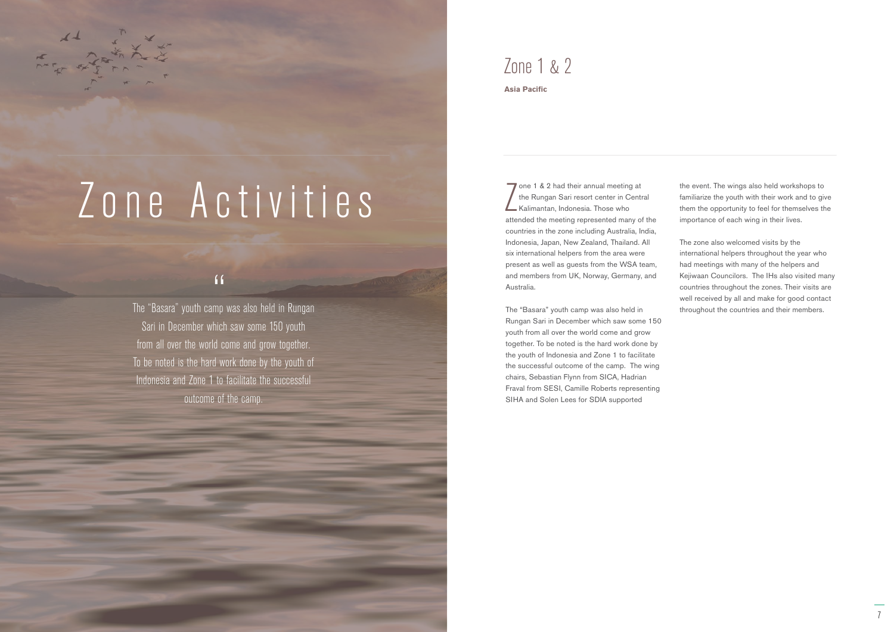# Zone Activities

> "The "Basara" youth camp was also held in Rungan Sari in December which saw some 150 youth from all over the world come and grow together. To be noted is the hard work done by the youth of Indonesia and Zone 1 to facilitate the successful outcome of the camp.

## Zone 1 & 2

**Asia Pacific**

Zone 1 & 2 had their annual meeting at the Rungan Sari resort center in Central Kalimantan, Indonesia. Those who attended the meeting represented many of the countries in the zone including Australia, India, Indonesia, Japan, New Zealand, Thailand. All six international helpers from the area were present as well as guests from the WSA team, and members from UK, Norway, Germany, and Australia.

The "Basara" youth camp was also held in Rungan Sari in December which saw some 150 youth from all over the world come and grow together. To be noted is the hard work done by the youth of Indonesia and Zone 1 to facilitate the successful outcome of the camp. The wing chairs, Sebastian Flynn from SICA, Hadrian Fraval from SESI, Camille Roberts representing SIHA and Solen Lees for SDIA supported the event. The wings also held workshops to familiarize the youth with their work and to give them the opportunity to feel for themselves the importance of each wing in their lives.

The zone also welcomed visits by the international helpers throughout the year who had meetings with many of the helpers and Kejiwaan Councilors. The IHs also visited many countries throughout the zones. Their visits are well received by all and make for good contact throughout the countries and their members.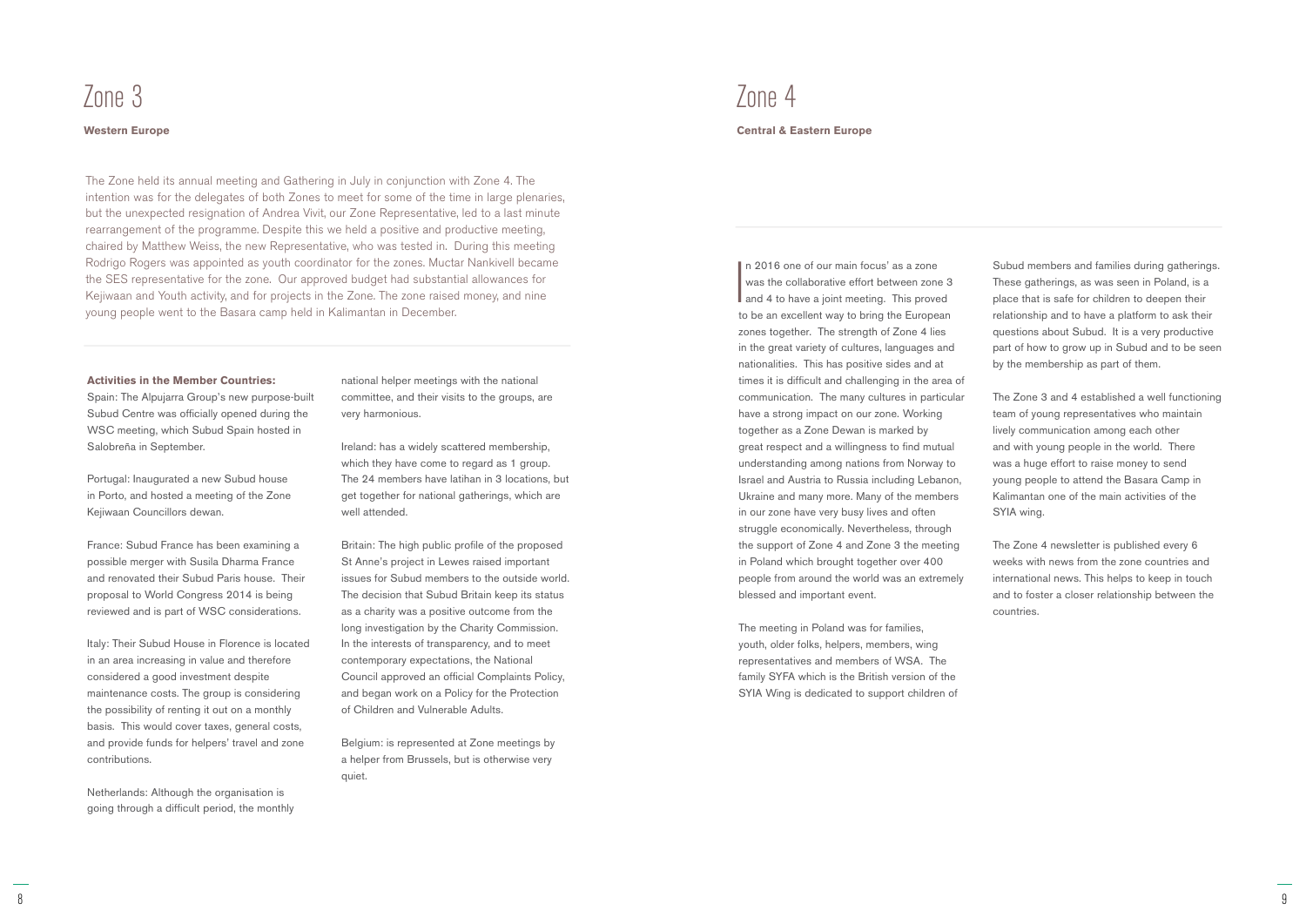# Zone 3

**Western Europe**

The Zone held its annual meeting and Gathering in July in conjunction with Zone 4. The intention was for the delegates of both Zones to meet for some of the time in large plenaries, but the unexpected resignation of Andrea Vivit, our Zone Representative, led to a last minute rearrangement of the programme. Despite this we held a positive and productive meeting, chaired by Matthew Weiss, the new Representative, who was tested in. During this meeting Rodrigo Rogers was appointed as youth coordinator for the zones. Muctar Nankivell became the SES representative for the zone. Our approved budget had substantial allowances for Kejiwaan and Youth activity, and for projects in the Zone. The zone raised money, and nine young people went to the Basara camp held in Kalimantan in December.

**Activities in the Member Countries:**

Spain: The Alpujarra Group's new purpose-built Subud Centre was officially opened during the WSC meeting, which Subud Spain hosted in Salobreña in September.

Portugal: Inaugurated a new Subud house in Porto, and hosted a meeting of the Zone Kejiwaan Councillors dewan.

France: Subud France has been examining a possible merger with Susila Dharma France and renovated their Subud Paris house. Their proposal to World Congress 2014 is being reviewed and is part of WSC considerations.

Italy: Their Subud House in Florence is located in an area increasing in value and therefore considered a good investment despite maintenance costs. The group is considering the possibility of renting it out on a monthly basis. This would cover taxes, general costs, and provide funds for helpers' travel and zone contributions.

Netherlands: Although the organisation is going through a difficult period, the monthly national helper meetings with the national committee, and their visits to the groups, are very harmonious.

Ireland: has a widely scattered membership, which they have come to regard as 1 group. The 24 members have latihan in 3 locations, but get together for national gatherings, which are well attended.

Britain: The high public profile of the proposed St Anne's project in Lewes raised important issues for Subud members to the outside world. The decision that Subud Britain keep its status as a charity was a positive outcome from the long investigation by the Charity Commission. In the interests of transparency, and to meet contemporary expectations, the National Council approved an official Complaints Policy, and began work on a Policy for the Protection of Children and Vulnerable Adults.

Belgium: is represented at Zone meetings by a helper from Brussels, but is otherwise very quiet.

# Zone 4

**Central & Eastern Europe**

In 2016 one of our main focus' as a zone was the collaborative effort between zone 3 and 4 to have a joint meeting. This proved to be an excellent way to bring the European zones together. The strength of Zone 4 lies in the great variety of cultures, languages and nationalities. This has positive sides and at times it is difficult and challenging in the area of communication. The many cultures in particular have a strong impact on our zone. Working together as a Zone Dewan is marked by great respect and a willingness to find mutual understanding among nations from Norway to Israel and Austria to Russia including Lebanon, Ukraine and many more. Many of the members in our zone have very busy lives and often struggle economically. Nevertheless, through the support of Zone 4 and Zone 3 the meeting in Poland which brought together over 400 people from around the world was an extremely blessed and important event.

The meeting in Poland was for families, youth, older folks, helpers, members, wing representatives and members of WSA. The family SYFA which is the British version of the SYIA Wing is dedicated to support children of Subud members and families during gatherings. These gatherings, as was seen in Poland, is a place that is safe for children to deepen their relationship and to have a platform to ask their questions about Subud. It is a very productive part of how to grow up in Subud and to be seen by the membership as part of them.

The Zone 3 and 4 established a well functioning team of young representatives who maintain lively communication among each other and with young people in the world. There was a huge effort to raise money to send young people to attend the Basara Camp in Kalimantan one of the main activities of the SYIA wing.

The Zone 4 newsletter is published every 6 weeks with news from the zone countries and international news. This helps to keep in touch and to foster a closer relationship between the countries.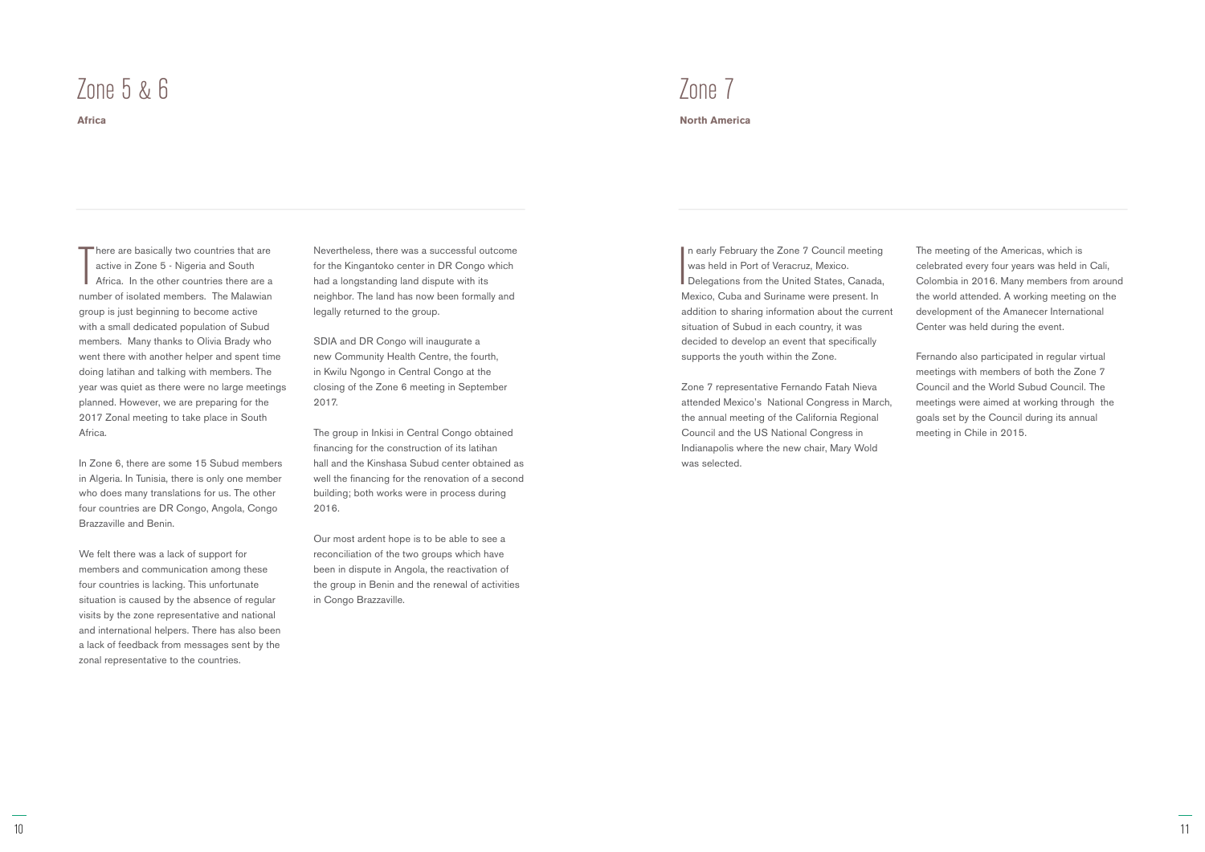# Zone 5 & 6

**Africa**

There are basically two countries that are active in Zone 5 - Nigeria and South Africa. In the other countries there are a number of isolated members. The Malawian group is just beginning to become active with a small dedicated population of Subud members. Many thanks to Olivia Brady who went there with another helper and spent time doing latihan and talking with members. The year was quiet as there were no large meetings planned. However, we are preparing for the 2017 Zonal meeting to take place in South Africa.

In Zone 6, there are some 15 Subud members in Algeria. In Tunisia, there is only one member who does many translations for us. The other four countries are DR Congo, Angola, Congo Brazzaville and Benin.

We felt there was a lack of support for members and communication among these four countries is lacking. This unfortunate situation is caused by the absence of regular visits by the zone representative and national and international helpers. There has also been a lack of feedback from messages sent by the zonal representative to the countries.

Nevertheless, there was a successful outcome for the Kingantoko center in DR Congo which had a longstanding land dispute with its neighbor. The land has now been formally and legally returned to the group.

SDIA and DR Congo will inaugurate a new Community Health Centre, the fourth, in Kwilu Ngongo in Central Congo at the closing of the Zone 6 meeting in September 2017.

The group in Inkisi in Central Congo obtained financing for the construction of its latihan hall and the Kinshasa Subud center obtained as well the financing for the renovation of a second building; both works were in process during 2016.

Our most ardent hope is to be able to see a reconciliation of the two groups which have been in dispute in Angola, the reactivation of the group in Benin and the renewal of activities in Congo Brazzaville.

# Zone 7

**North America**

In early February the Zone 7 Council meeting was held in Port of Veracruz, Mexico. Delegations from the United States, Canada, Mexico, Cuba and Suriname were present. In addition to sharing information about the current situation of Subud in each country, it was decided to develop an event that specifically supports the youth within the Zone.

Zone 7 representative Fernando Fatah Nieva attended Mexico's National Congress in March, the annual meeting of the California Regional Council and the US National Congress in Indianapolis where the new chair, Mary Wold was selected.

The meeting of the Americas, which is celebrated every four years was held in Cali, Colombia in 2016. Many members from around the world attended. A working meeting on the development of the Amanecer International Center was held during the event.

Fernando also participated in regular virtual meetings with members of both the Zone 7 Council and the World Subud Council. The meetings were aimed at working through the goals set by the Council during its annual meeting in Chile in 2015.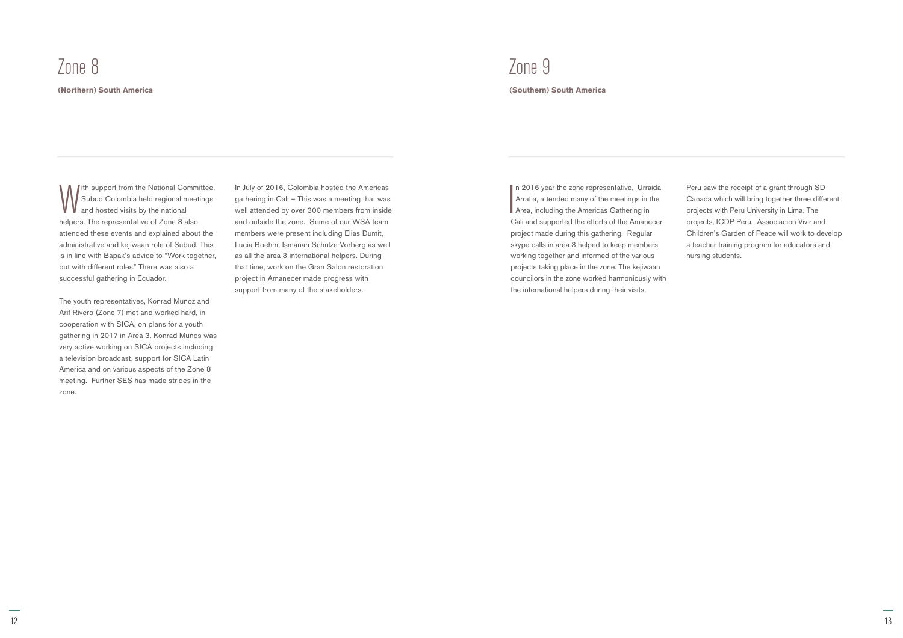# Zone 8

**(Northern) South America**

With support from the National Committee, Subud Colombia held regional meetings and hosted visits by the national helpers. The representative of Zone 8 also attended these events and explained about the administrative and kejiwaan role of Subud. This is in line with Bapak's advice to "Work together, but with different roles." There was also a successful gathering in Ecuador.

The youth representatives, Konrad Muñoz and Arif Rivero (Zone 7) met and worked hard, in cooperation with SICA, on plans for a youth gathering in 2017 in Area 3. Konrad Munos was very active working on SICA projects including a television broadcast, support for SICA Latin America and on various aspects of the Zone 8 meeting. Further SES has made strides in the zone.

In July of 2016, Colombia hosted the Americas gathering in Cali – This was a meeting that was well attended by over 300 members from inside and outside the zone. Some of our WSA team members were present including Elias Dumit, Lucia Boehm, Ismanah Schulze-Vorberg as well as all the area 3 international helpers. During that time, work on the Gran Salon restoration project in Amanecer made progress with support from many of the stakeholders.

# Zone 9

**(Southern) South America**

In 2016 year the zone representative, Urraida Arratia, attended many of the meetings in the Area, including the Americas Gathering in Cali and supported the efforts of the Amanecer project made during this gathering. Regular skype calls in area 3 helped to keep members working together and informed of the various projects taking place in the zone. The kejiwaan councilors in the zone worked harmoniously with the international helpers during their visits.

Peru saw the receipt of a grant through SD Canada which will bring together three different projects with Peru University in Lima. The projects, ICDP Peru, Associacion Vivir and Children's Garden of Peace will work to develop a teacher training program for educators and nursing students.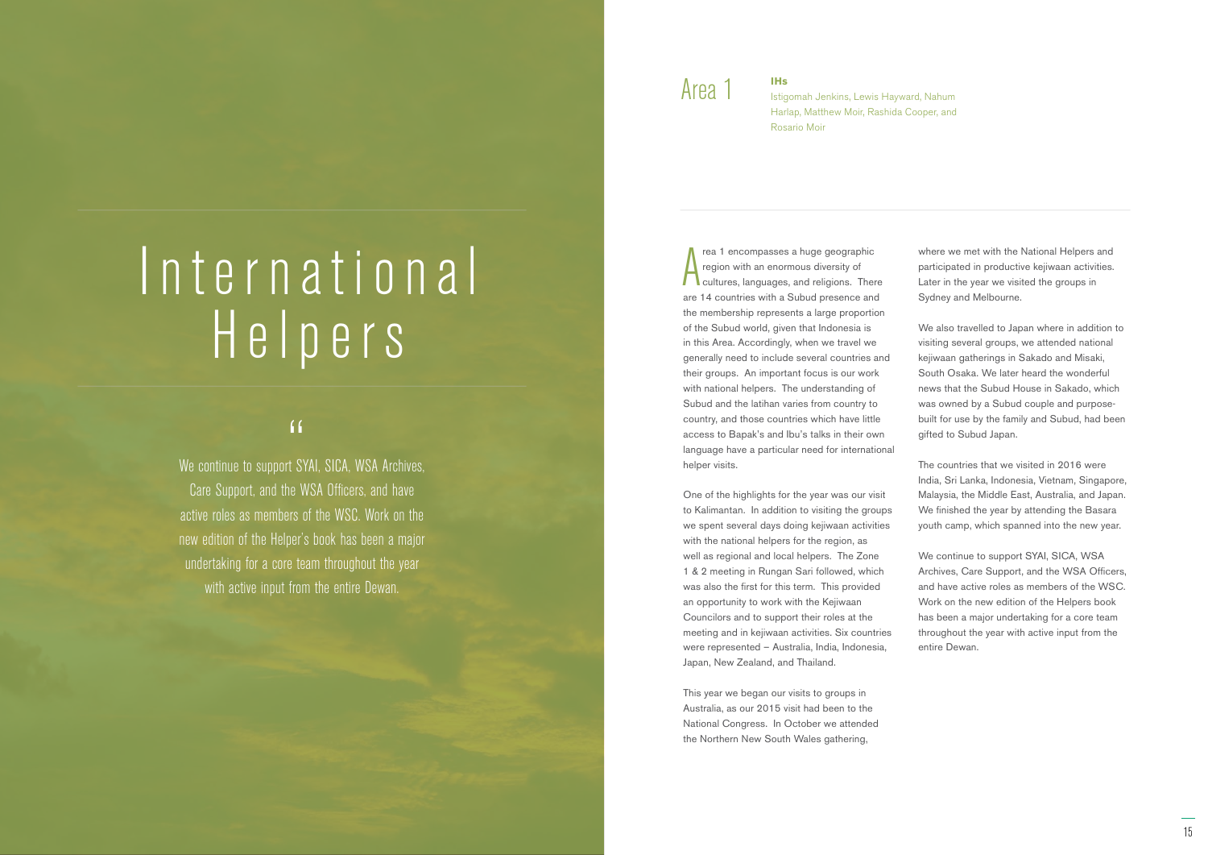# International Helpers

"

We continue to support SYAI, SICA, WSA Archives, Care Support, and the WSA Officers, and have active roles as members of the WSC. Work on the new edition of the Helper's book has been a major undertaking for a core team throughout the year with active input from the entire Dewan.

## Area 1

**IHs**

Istigomah Jenkins, Lewis Hayward, Nahum Harlap, Matthew Moir, Rashida Cooper, and Rosario Moir

Area 1 encompasses a huge geographic region with an enormous diversity of cultures, languages, and religions. There are 14 countries with a Subud presence and the membership represents a large proportion of the Subud world, given that Indonesia is in this Area. Accordingly, when we travel we generally need to include several countries and their groups. An important focus is our work with national helpers. The understanding of Subud and the latihan varies from country to country, and those countries which have little access to Bapak's and Ibu's talks in their own language have a particular need for international helper visits.

One of the highlights for the year was our visit to Kalimantan. In addition to visiting the groups we spent several days doing kejiwaan activities with the national helpers for the region, as well as regional and local helpers. The Zone 1 & 2 meeting in Rungan Sari followed, which was also the first for this term. This provided an opportunity to work with the Kejiwaan Councilors and to support their roles at the meeting and in kejiwaan activities. Six countries were represented – Australia, India, Indonesia, Japan, New Zealand, and Thailand.

This year we began our visits to groups in Australia, as our 2015 visit had been to the National Congress. In October we attended the Northern New South Wales gathering, where we met with the National Helpers and participated in productive kejiwaan activities. Later in the year we visited the groups in Sydney and Melbourne.

We also travelled to Japan where in addition to visiting several groups, we attended national kejiwaan gatherings in Sakado and Misaki, South Osaka. We later heard the wonderful news that the Subud House in Sakado, which was owned by a Subud couple and purpose-built for use by the family and Subud, had been gifted to Subud Japan.

The countries that we visited in 2016 were India, Sri Lanka, Indonesia, Vietnam, Singapore, Malaysia, the Middle East, Australia, and Japan. We finished the year by attending the Basara youth camp, which spanned into the new year.

We continue to support SYAI, SICA, WSA Archives, Care Support, and the WSA Officers, and have active roles as members of the WSC. Work on the new edition of the Helpers book has been a major undertaking for a core team throughout the year with active input from the entire Dewan.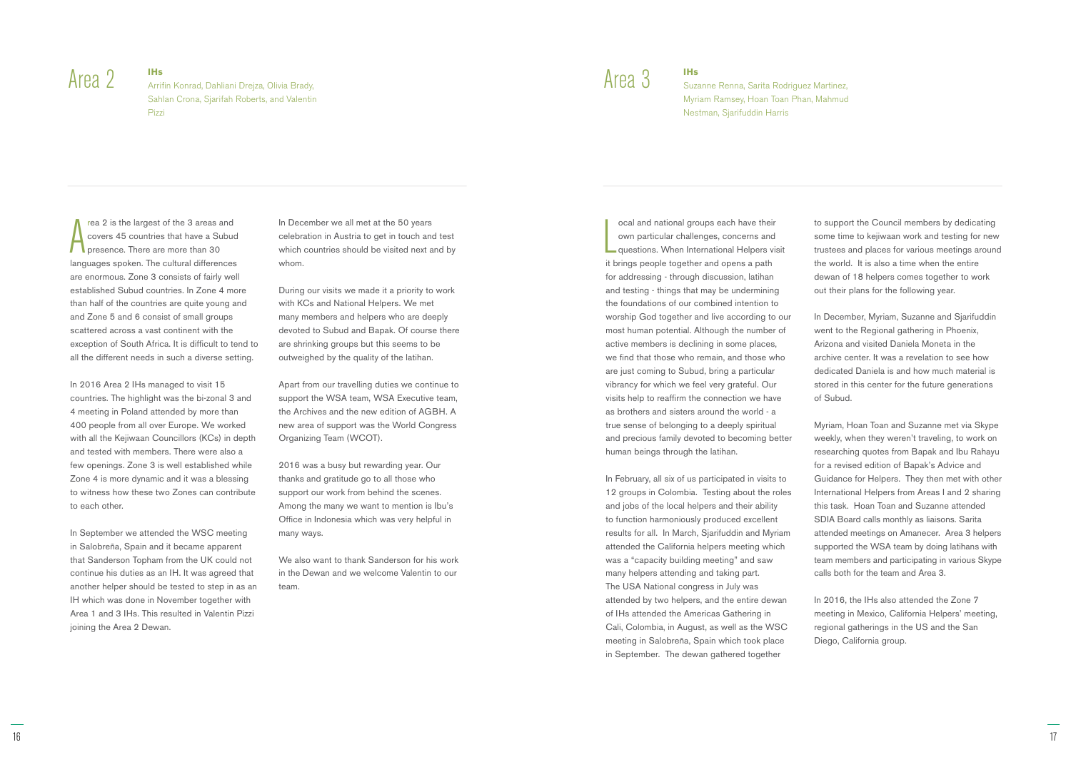# Area 2

**IHs**

Arrifin Konrad, Dahliani Drejza, Olivia Brady, Sahlan Crona, Sjarifah Roberts, and Valentin Pizzi

Area 2 is the largest of the 3 areas and covers 45 countries that have a Subud presence. There are more than 30 languages spoken. The cultural differences are enormous. Zone 3 consists of fairly well established Subud countries. In Zone 4 more than half of the countries are quite young and and Zone 5 and 6 consist of small groups scattered across a vast continent with the exception of South Africa. It is difficult to tend to all the different needs in such a diverse setting.

In 2016 Area 2 IHs managed to visit 15 countries. The highlight was the bi-zonal 3 and 4 meeting in Poland attended by more than 400 people from all over Europe. We worked with all the Kejiwaan Councillors (KCs) in depth and tested with members. There were also a few openings. Zone 3 is well established while Zone 4 is more dynamic and it was a blessing to witness how these two Zones can contribute to each other.

In September we attended the WSC meeting in Salobreña, Spain and it became apparent that Sanderson Topham from the UK could not continue his duties as an IH. It was agreed that another helper should be tested to step in as an IH which was done in November together with Area 1 and 3 IHs. This resulted in Valentin Pizzi joining the Area 2 Dewan.

In December we all met at the 50 years celebration in Austria to get in touch and test which countries should be visited next and by whom.

During our visits we made it a priority to work with KCs and National Helpers. We met many members and helpers who are deeply devoted to Subud and Bapak. Of course there are shrinking groups but this seems to be outweighed by the quality of the latihan.

Apart from our travelling duties we continue to support the WSA team, WSA Executive team, the Archives and the new edition of AGBH. A new area of support was the World Congress Organizing Team (WCOT).

2016 was a busy but rewarding year. Our thanks and gratitude go to all those who support our work from behind the scenes. Among the many we want to mention is Ibu's Office in Indonesia which was very helpful in many ways.

We also want to thank Sanderson for his work in the Dewan and we welcome Valentin to our team.

# Area 3

**IHs**

Suzanne Renna, Sarita Rodriguez Martinez, Myriam Ramsey, Hoan Toan Phan, Mahmud Nestman, Sjarifuddin Harris

Local and national groups each have their own particular challenges, concerns and questions. When International Helpers visit it brings people together and opens a path for addressing - through discussion, latihan and testing - things that may be undermining the foundations of our combined intention to worship God together and live according to our most human potential. Although the number of active members is declining in some places, we find that those who remain, and those who are just coming to Subud, bring a particular vibrancy for which we feel very grateful. Our visits help to reaffirm the connection we have as brothers and sisters around the world - a true sense of belonging to a deeply spiritual and precious family devoted to becoming better human beings through the latihan.

In February, all six of us participated in visits to 12 groups in Colombia. Testing about the roles and jobs of the local helpers and their ability to function harmoniously produced excellent results for all. In March, Sjarifuddin and Myriam attended the California helpers meeting which was a "capacity building meeting" and saw many helpers attending and taking part. The USA National congress in July was attended by two helpers, and the entire dewan of IHs attended the Americas Gathering in Cali, Colombia, in August, as well as the WSC meeting in Salobreña, Spain which took place in September. The dewan gathered together to support the Council members by dedicating some time to kejiwaan work and testing for new trustees and places for various meetings around the world. It is also a time when the entire dewan of 18 helpers comes together to work out their plans for the following year.

In December, Myriam, Suzanne and Sjarifuddin went to the Regional gathering in Phoenix, Arizona and visited Daniela Moneta in the archive center. It was a revelation to see how dedicated Daniela is and how much material is stored in this center for the future generations of Subud.

Myriam, Hoan Toan and Suzanne met via Skype weekly, when they weren't traveling, to work on researching quotes from Bapak and Ibu Rahayu for a revised edition of Bapak's Advice and Guidance for Helpers. They then met with other International Helpers from Areas I and 2 sharing this task. Hoan Toan and Suzanne attended SDIA Board calls monthly as liaisons. Sarita attended meetings on Amanecer. Area 3 helpers supported the WSA team by doing latihans with team members and participating in various Skype calls both for the team and Area 3.

In 2016, the IHs also attended the Zone 7 meeting in Mexico, California Helpers' meeting, regional gatherings in the US and the San Diego, California group.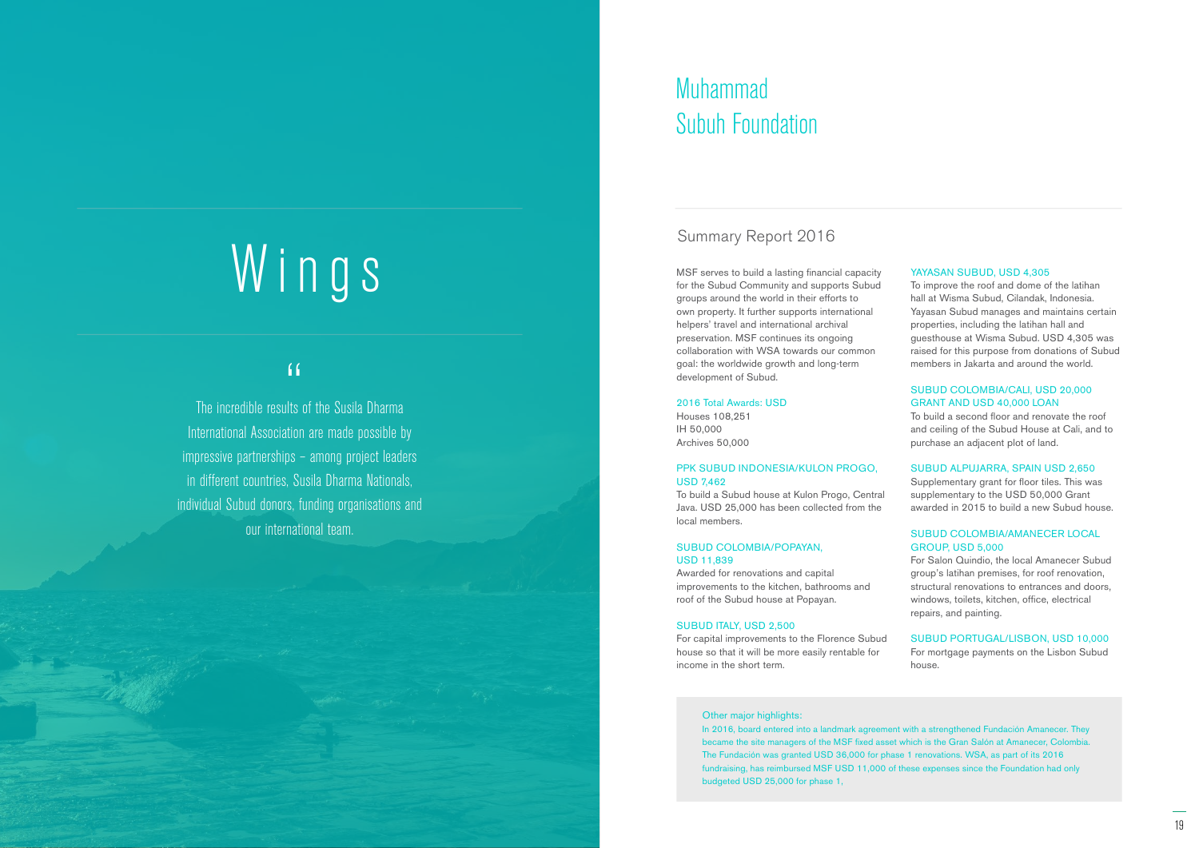# Wings

"

The incredible results of the Susila Dharma International Association are made possible by impressive partnerships – among project leaders in different countries, Susila Dharma Nationals, individual Subud donors, funding organisations and our international team.

# Muhammad Subuh Foundation

## Summary Report 2016

MSF serves to build a lasting financial capacity for the Subud Community and supports Subud groups around the world in their efforts to own property. It further supports international helpers' travel and international archival preservation. MSF continues its ongoing collaboration with WSA towards our common goal: the worldwide growth and long-term development of Subud.

2016 Total Awards: USD
Houses 108,251
IH 50,000
Archives 50,000

PPK SUBUD INDONESIA/KULON PROGO, USD 7,462
To build a Subud house at Kulon Progo, Central Java. USD 25,000 has been collected from the local members.

SUBUD COLOMBIA/POPAYAN, USD 11,839
Awarded for renovations and capital improvements to the kitchen, bathrooms and roof of the Subud house at Popayan.

SUBUD ITALY, USD 2,500
For capital improvements to the Florence Subud house so that it will be more easily rentable for income in the short term.

YAYASAN SUBUD, USD 4,305
To improve the roof and dome of the latihan hall at Wisma Subud, Cilandak, Indonesia. Yayasan Subud manages and maintains certain properties, including the latihan hall and guesthouse at Wisma Subud. USD 4,305 was raised for this purpose from donations of Subud members in Jakarta and around the world.

SUBUD COLOMBIA/CALI, USD 20,000 GRANT AND USD 40,000 LOAN
To build a second floor and renovate the roof and ceiling of the Subud House at Cali, and to purchase an adjacent plot of land.

SUBUD ALPUJARRA, SPAIN USD 2,650
Supplementary grant for floor tiles. This was supplementary to the USD 50,000 Grant awarded in 2015 to build a new Subud house.

SUBUD COLOMBIA/AMANECER LOCAL GROUP, USD 5,000
For Salon Quindio, the local Amanecer Subud group's latihan premises, for roof renovation, structural renovations to entrances and doors, windows, toilets, kitchen, office, electrical repairs, and painting.

SUBUD PORTUGAL/LISBON, USD 10,000
For mortgage payments on the Lisbon Subud house.

Other major highlights:
In 2016, board entered into a landmark agreement with a strengthened Fundación Amanecer. They became the site managers of the MSF fixed asset which is the Gran Salón at Amanecer, Colombia. The Fundación was granted USD 36,000 for phase 1 renovations. WSA, as part of its 2016 fundraising, has reimbursed MSF USD 11,000 of these expenses since the Foundation had only budgeted USD 25,000 for phase 1,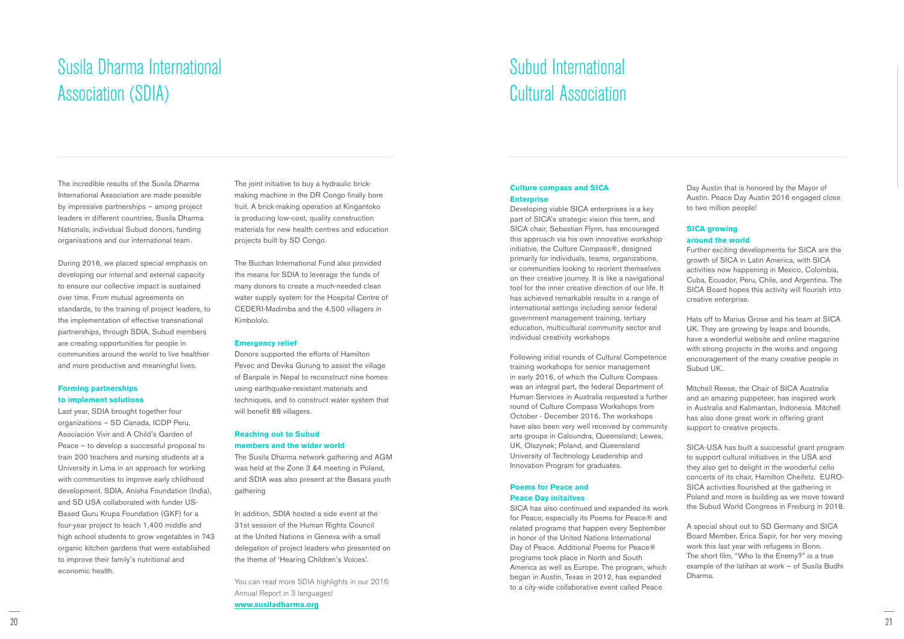# Susila Dharma International Association (SDIA)

The incredible results of the Susila Dharma International Association are made possible by impressive partnerships – among project leaders in different countries, Susila Dharma Nationals, individual Subud donors, funding organisations and our international team.

During 2016, we placed special emphasis on developing our internal and external capacity to ensure our collective impact is sustained over time. From mutual agreements on standards, to the training of project leaders, to the implementation of effective transnational partnerships, through SDIA, Subud members are creating opportunities for people in communities around the world to live healthier and more productive and meaningful lives.

### Forming partnerships to implement solutions

Last year, SDIA brought together four organizations – SD Canada, ICDP Peru, Asociación Vivir and A Child's Garden of Peace – to develop a successful proposal to train 200 teachers and nursing students at a University in Lima in an approach for working with communities to improve early childhood development. SDIA, Anisha Foundation (India), and SD USA collaborated with funder US-Based Guru Krupa Foundation (GKF) for a four-year project to teach 1,400 middle and high school students to grow vegetables in 743 organic kitchen gardens that were established to improve their family's nutritional and economic health.

The joint initiative to buy a hydraulic brick-making machine in the DR Congo finally bore fruit. A brick-making operation at Kingantoko is producing low-cost, quality construction materials for new health centres and education projects built by SD Congo.

The Buchan International Fund also provided the means for SDIA to leverage the funds of many donors to create a much-needed clean water supply system for the Hospital Centre of CEDERI-Madimba and the 4,500 villagers in Kimbololo.

### Emergency relief

Donors supported the efforts of Hamilton Pevec and Devika Gurung to assist the village of Banpale in Nepal to reconstruct nine homes using earthquake-resistant materials and techniques, and to construct water system that will benefit 88 villagers.

### Reaching out to Subud members and the wider world

The Susila Dharma network gathering and AGM was held at the Zone 3 &4 meeting in Poland, and SDIA was also present at the Basara youth gathering

In addition, SDIA hosted a side event at the 31st session of the Human Rights Council at the United Nations in Geneva with a small delegation of project leaders who presented on the theme of 'Hearing Children's Voices'.

You can read more SDIA highlights in our 2016 Annual Report in 3 languages!
**www.susiladharma.org**

# Subud International Cultural Association

### Culture compass and SICA Enterprise

Developing viable SICA enterprises is a key part of SICA's strategic vision this term, and SICA chair, Sebastian Flynn, has encouraged this approach via his own innovative workshop initiative, the Culture Compass®, designed primarily for individuals, teams, organizations, or communities looking to reorient themselves on their creative journey. It is like a navigational tool for the inner creative direction of our life. It has achieved remarkable results in a range of international settings including senior federal government management training, tertiary education, multicultural community sector and individual creativity workshops

Following initial rounds of Cultural Competence training workshops for senior management in early 2016, of which the Culture Compass was an integral part, the federal Department of Human Services in Australia requested a further round of Culture Compass Workshops from October - December 2016. The workshops have also been very well received by community arts groups in Caloundra, Queensland; Lewes, UK, Olszynek; Poland, and Queensland University of Technology Leadership and Innovation Program for graduates.

### Poems for Peace and Peace Day initaitves

SICA has also continued and expanded its work for Peace, especially its Poems for Peace® and related programs that happen every September in honor of the United Nations International Day of Peace. Additional Poems for Peace® programs took place in North and South America as well as Europe. The program, which began in Austin, Texas in 2012, has expanded to a city-wide collaborative event called Peace Day Austin that is honored by the Mayor of Austin. Peace Day Austin 2016 engaged close to two million people!

### SICA growing around the world

Further exciting developments for SICA are the growth of SICA in Latin America, with SICA activities now happening in Mexico, Colombia, Cuba, Ecuador, Peru, Chile, and Argentina. The SICA Board hopes this activity will flourish into creative enterprise.

Hats off to Marius Grose and his team at SICA UK. They are growing by leaps and bounds, have a wonderful website and online magazine with strong projects in the works and ongoing encouragement of the many creative people in Subud UK..

Mitchell Reese, the Chair of SICA Australia and an amazing puppeteer, has inspired work in Australia and Kalimantan, Indonesia. Mitchell has also done great work in offering grant support to creative projects.

SICA-USA has built a successful grant program to support cultural initiatives in the USA and they also get to delight in the wonderful cello concerts of its chair, Hamilton Cheifetz. EURO-SICA activities flourished at the gathering in Poland and more is building as we move toward the Subud World Congress in Freiburg in 2018.

A special shout out to SD Germany and SICA Board Member, Erica Sapir, for her very moving work this last year with refugees in Bonn. The short film, "Who Is the Enemy?" is a true example of the latihan at work – of Susila Budhi Dharma.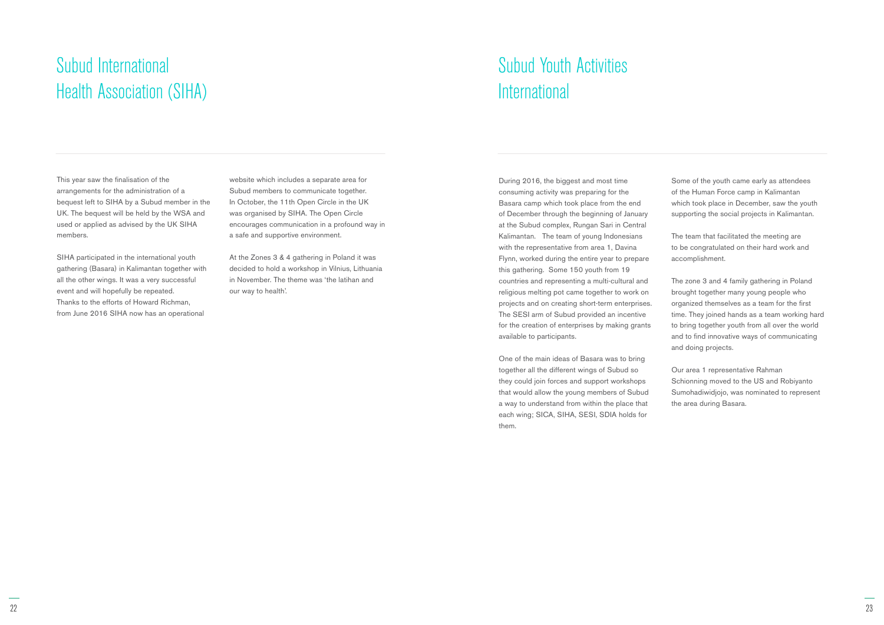# Subud International Health Association (SIHA)

This year saw the finalisation of the arrangements for the administration of a bequest left to SIHA by a Subud member in the UK. The bequest will be held by the WSA and used or applied as advised by the UK SIHA members.

SIHA participated in the international youth gathering (Basara) in Kalimantan together with all the other wings. It was a very successful event and will hopefully be repeated.
Thanks to the efforts of Howard Richman, from June 2016 SIHA now has an operational website which includes a separate area for Subud members to communicate together.
In October, the 11th Open Circle in the UK was organised by SIHA. The Open Circle encourages communication in a profound way in a safe and supportive environment.

At the Zones 3 & 4 gathering in Poland it was decided to hold a workshop in Vilnius, Lithuania in November. The theme was 'the latihan and our way to health'.

# Subud Youth Activities International

During 2016, the biggest and most time consuming activity was preparing for the Basara camp which took place from the end of December through the beginning of January at the Subud complex, Rungan Sari in Central Kalimantan. The team of young Indonesians with the representative from area 1, Davina Flynn, worked during the entire year to prepare this gathering. Some 150 youth from 19 countries and representing a multi-cultural and religious melting pot came together to work on projects and on creating short-term enterprises. The SESI arm of Subud provided an incentive for the creation of enterprises by making grants available to participants.

One of the main ideas of Basara was to bring together all the different wings of Subud so they could join forces and support workshops that would allow the young members of Subud a way to understand from within the place that each wing; SICA, SIHA, SESI, SDIA holds for them.

Some of the youth came early as attendees of the Human Force camp in Kalimantan which took place in December, saw the youth supporting the social projects in Kalimantan.

The team that facilitated the meeting are to be congratulated on their hard work and accomplishment.

The zone 3 and 4 family gathering in Poland brought together many young people who organized themselves as a team for the first time. They joined hands as a team working hard to bring together youth from all over the world and to find innovative ways of communicating and doing projects.

Our area 1 representative Rahman Schionning moved to the US and Robiyanto Sumohadiwidjojo, was nominated to represent the area during Basara.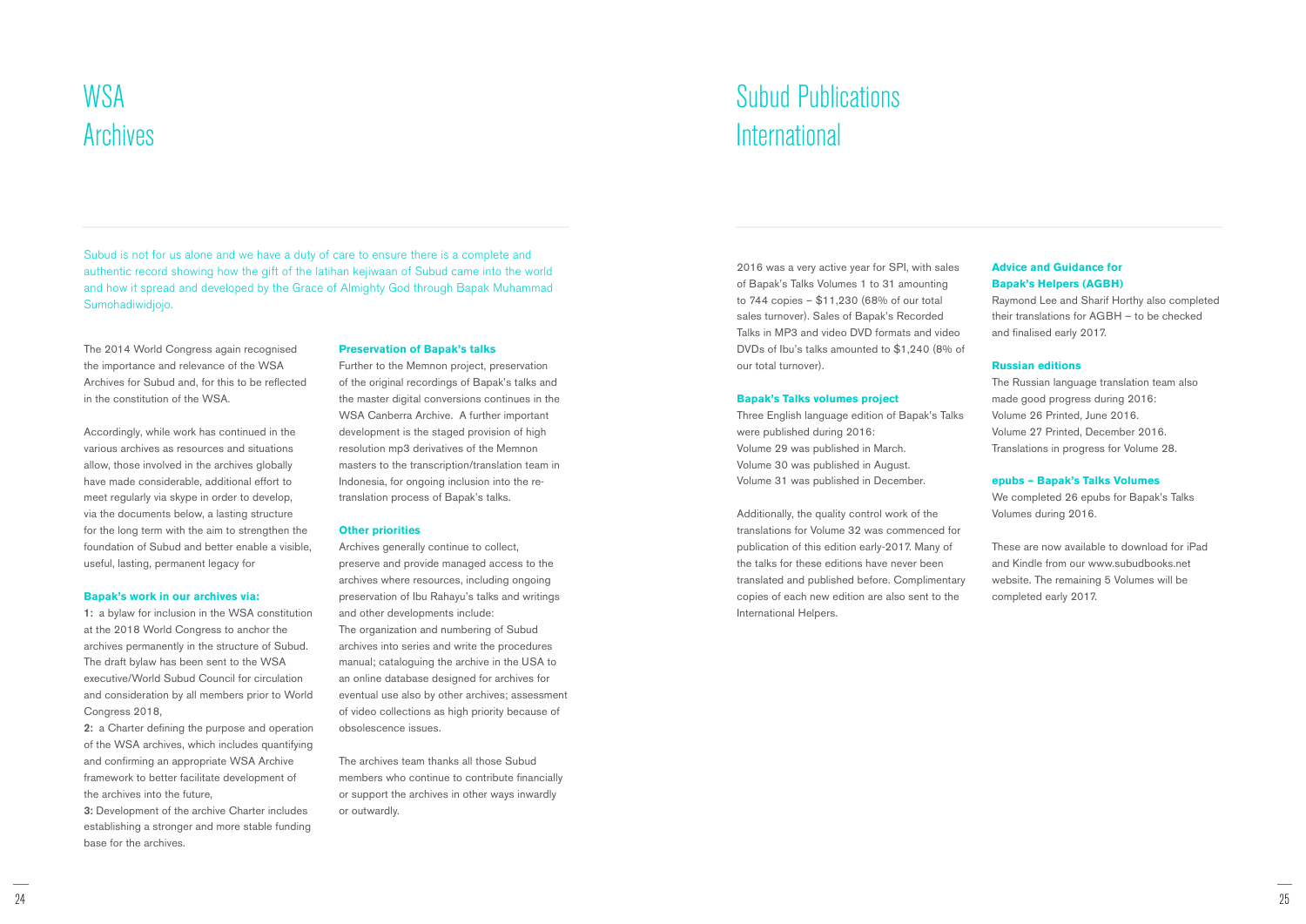# WSA Archives

Subud is not for us alone and we have a duty of care to ensure there is a complete and authentic record showing how the gift of the latihan kejiwaan of Subud came into the world and how it spread and developed by the Grace of Almighty God through Bapak Muhammad Sumohadiwidjojo.

The 2014 World Congress again recognised the importance and relevance of the WSA Archives for Subud and, for this to be reflected in the constitution of the WSA.

Accordingly, while work has continued in the various archives as resources and situations allow, those involved in the archives globally have made considerable, additional effort to meet regularly via skype in order to develop, via the documents below, a lasting structure for the long term with the aim to strengthen the foundation of Subud and better enable a visible, useful, lasting, permanent legacy for

### Bapak's work in our archives via:

**1:** a bylaw for inclusion in the WSA constitution at the 2018 World Congress to anchor the archives permanently in the structure of Subud. The draft bylaw has been sent to the WSA executive/World Subud Council for circulation and consideration by all members prior to World Congress 2018,

**2:** a Charter defining the purpose and operation of the WSA archives, which includes quantifying and confirming an appropriate WSA Archive framework to better facilitate development of the archives into the future,

**3:** Development of the archive Charter includes establishing a stronger and more stable funding base for the archives.

### Preservation of Bapak's talks

Further to the Memnon project, preservation of the original recordings of Bapak's talks and the master digital conversions continues in the WSA Canberra Archive. A further important development is the staged provision of high resolution mp3 derivatives of the Memnon masters to the transcription/translation team in Indonesia, for ongoing inclusion into the re-translation process of Bapak's talks.

### Other priorities

Archives generally continue to collect, preserve and provide managed access to the archives where resources, including ongoing preservation of Ibu Rahayu's talks and writings and other developments include:
The organization and numbering of Subud archives into series and write the procedures manual; cataloguing the archive in the USA to an online database designed for archives for eventual use also by other archives; assessment of video collections as high priority because of obsolescence issues.

The archives team thanks all those Subud members who continue to contribute financially or support the archives in other ways inwardly or outwardly.

# Subud Publications International

2016 was a very active year for SPI, with sales of Bapak's Talks Volumes 1 to 31 amounting to 744 copies – $11,230 (68% of our total sales turnover). Sales of Bapak's Recorded Talks in MP3 and video DVD formats and video DVDs of Ibu's talks amounted to $1,240 (8% of our total turnover).

### Bapak's Talks volumes project

Three English language edition of Bapak's Talks were published during 2016:
Volume 29 was published in March.
Volume 30 was published in August.
Volume 31 was published in December.

Additionally, the quality control work of the translations for Volume 32 was commenced for publication of this edition early-2017. Many of the talks for these editions have never been translated and published before. Complimentary copies of each new edition are also sent to the International Helpers.

### Advice and Guidance for Bapak's Helpers (AGBH)

Raymond Lee and Sharif Horthy also completed their translations for AGBH – to be checked and finalised early 2017.

### Russian editions

The Russian language translation team also made good progress during 2016:
Volume 26 Printed, June 2016.
Volume 27 Printed, December 2016.
Translations in progress for Volume 28.

### epubs – Bapak's Talks Volumes

We completed 26 epubs for Bapak's Talks Volumes during 2016.

These are now available to download for iPad and Kindle from our www.subudbooks.net website. The remaining 5 Volumes will be completed early 2017.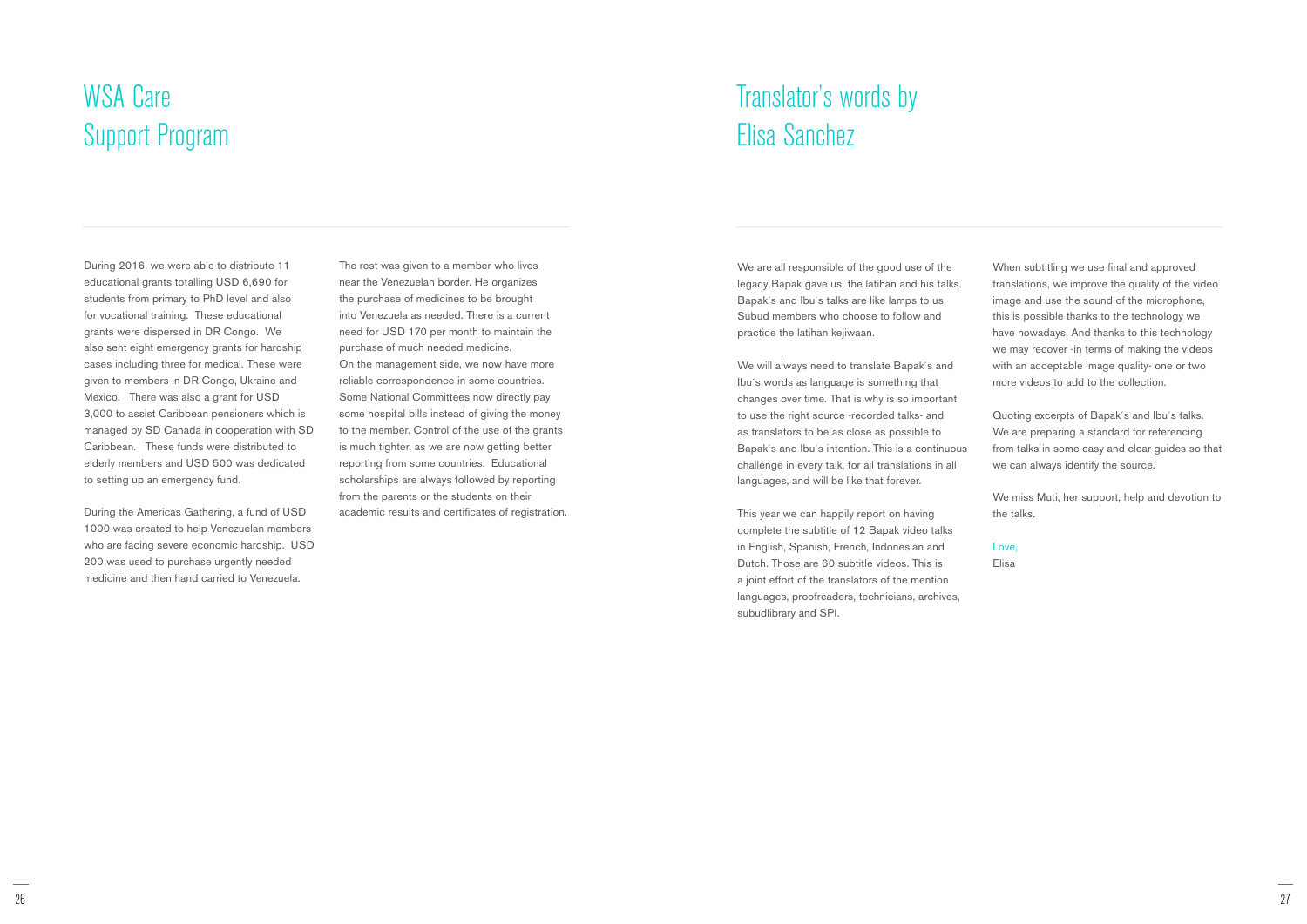# WSA Care Support Program

During 2016, we were able to distribute 11 educational grants totalling USD 6,690 for students from primary to PhD level and also for vocational training. These educational grants were dispersed in DR Congo. We also sent eight emergency grants for hardship cases including three for medical. These were given to members in DR Congo, Ukraine and Mexico. There was also a grant for USD 3,000 to assist Caribbean pensioners which is managed by SD Canada in cooperation with SD Caribbean. These funds were distributed to elderly members and USD 500 was dedicated to setting up an emergency fund.

During the Americas Gathering, a fund of USD 1000 was created to help Venezuelan members who are facing severe economic hardship. USD 200 was used to purchase urgently needed medicine and then hand carried to Venezuela. The rest was given to a member who lives near the Venezuelan border. He organizes the purchase of medicines to be brought into Venezuela as needed. There is a current need for USD 170 per month to maintain the purchase of much needed medicine.

On the management side, we now have more reliable correspondence in some countries. Some National Committees now directly pay some hospital bills instead of giving the money to the member. Control of the use of the grants is much tighter, as we are now getting better reporting from some countries. Educational scholarships are always followed by reporting from the parents or the students on their academic results and certificates of registration.

# Translator's words by Elisa Sanchez

We are all responsible of the good use of the legacy Bapak gave us, the latihan and his talks. Bapak´s and Ibu´s talks are like lamps to us Subud members who choose to follow and practice the latihan kejiwaan.

We will always need to translate Bapak´s and Ibu´s words as language is something that changes over time. That is why is so important to use the right source -recorded talks- and as translators to be as close as possible to Bapak´s and Ibu´s intention. This is a continuous challenge in every talk, for all translations in all languages, and will be like that forever.

This year we can happily report on having complete the subtitle of 12 Bapak video talks in English, Spanish, French, Indonesian and Dutch. Those are 60 subtitle videos. This is a joint effort of the translators of the mention languages, proofreaders, technicians, archives, subudlibrary and SPI.

When subtitling we use final and approved translations, we improve the quality of the video image and use the sound of the microphone, this is possible thanks to the technology we have nowadays. And thanks to this technology we may recover -in terms of making the videos with an acceptable image quality- one or two more videos to add to the collection.

Quoting excerpts of Bapak´s and Ibu´s talks. We are preparing a standard for referencing from talks in some easy and clear guides so that we can always identify the source.

We miss Muti, her support, help and devotion to the talks.

Love,
Elisa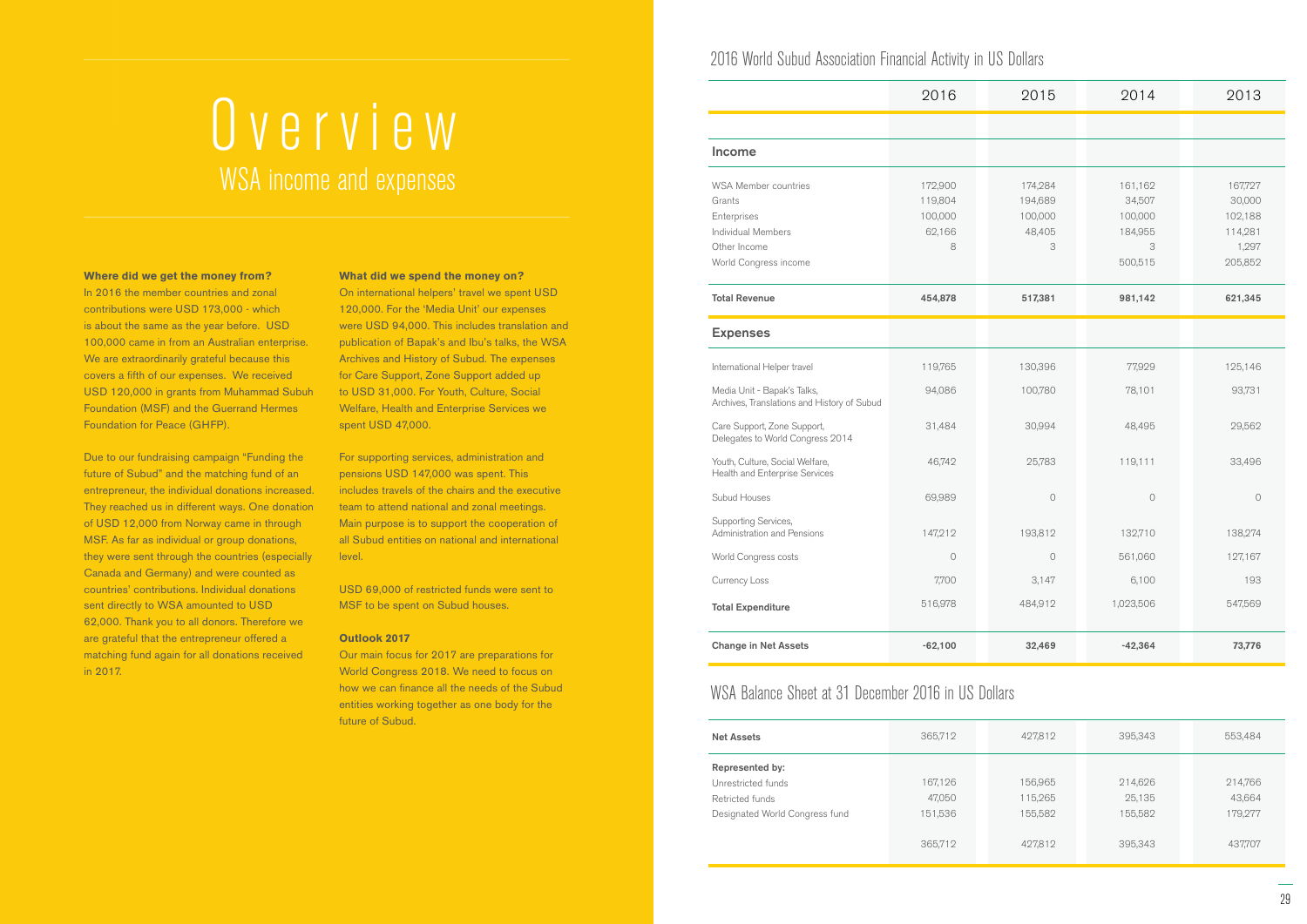# Overview

## WSA income and expenses

**Where did we get the money from?**
In 2016 the member countries and zonal contributions were USD 173,000 - which is about the same as the year before. USD 100,000 came in from an Australian enterprise. We are extraordinarily grateful because this covers a fifth of our expenses. We received USD 120,000 in grants from Muhammad Subuh Foundation (MSF) and the Guerrand Hermes Foundation for Peace (GHFP).

Due to our fundraising campaign "Funding the future of Subud" and the matching fund of an entrepreneur, the individual donations increased. They reached us in different ways. One donation of USD 12,000 from Norway came in through MSF. As far as individual or group donations, they were sent through the countries (especially Canada and Germany) and were counted as countries' contributions. Individual donations sent directly to WSA amounted to USD 62,000. Thank you to all donors. Therefore we are grateful that the entrepreneur offered a matching fund again for all donations received in 2017.

**What did we spend the money on?**
On international helpers' travel we spent USD 120,000. For the 'Media Unit' our expenses were USD 94,000. This includes translation and publication of Bapak's and Ibu's talks, the WSA Archives and History of Subud. The expenses for Care Support, Zone Support added up to USD 31,000. For Youth, Culture, Social Welfare, Health and Enterprise Services we spent USD 47,000.

For supporting services, administration and pensions USD 147,000 was spent. This includes travels of the chairs and the executive team to attend national and zonal meetings. Main purpose is to support the cooperation of all Subud entities on national and international level.

USD 69,000 of restricted funds were sent to MSF to be spent on Subud houses.

**Outlook 2017**
Our main focus for 2017 are preparations for World Congress 2018. We need to focus on how we can finance all the needs of the Subud entities working together as one body for the future of Subud.

## 2016 World Subud Association Financial Activity in US Dollars

| | 2016 | 2015 | 2014 | 2013 |
|---|---|---|---|---|
| **Income** | | | | |
| WSA Member countries | 172,900 | 174,284 | 161,162 | 167,727 |
| Grants | 119,804 | 194,689 | 34,507 | 30,000 |
| Enterprises | 100,000 | 100,000 | 100,000 | 102,188 |
| Individual Members | 62,166 | 48,405 | 184,955 | 114,281 |
| Other Income | 8 | 3 | 3 | 1,297 |
| World Congress income | | | 500,515 | 205,852 |
| **Total Revenue** | **454,878** | **517,381** | **981,142** | **621,345** |
| **Expenses** | | | | |
| International Helper travel | 119,765 | 130,396 | 77,929 | 125,146 |
| Media Unit - Bapak's Talks, Archives, Translations and History of Subud | 94,086 | 100,780 | 78,101 | 93,731 |
| Care Support, Zone Support, Delegates to World Congress 2014 | 31,484 | 30,994 | 48,495 | 29,562 |
| Youth, Culture, Social Welfare, Health and Enterprise Services | 46,742 | 25,783 | 119,111 | 33,496 |
| Subud Houses | 69,989 | 0 | 0 | 0 |
| Supporting Services, Administration and Pensions | 147,212 | 193,812 | 132,710 | 138,274 |
| World Congress costs | 0 | 0 | 561,060 | 127,167 |
| Currency Loss | 7,700 | 3,147 | 6,100 | 193 |
| **Total Expenditure** | 516,978 | 484,912 | 1,023,506 | 547,569 |
| **Change in Net Assets** | **-62,100** | **32,469** | **-42,364** | **73,776** |

## WSA Balance Sheet at 31 December 2016 in US Dollars

| | 2016 | 2015 | 2014 | 2013 |
|---|---|---|---|---|
| **Net Assets** | 365,712 | 427,812 | 395,343 | 553,484 |
| **Represented by:** | | | | |
| Unrestricted funds | 167,126 | 156,965 | 214,626 | 214,766 |
| Retricted funds | 47,050 | 115,265 | 25,135 | 43,664 |
| Designated World Congress fund | 151,536 | 155,582 | 155,582 | 179,277 |
| | 365,712 | 427,812 | 395,343 | 437,707 |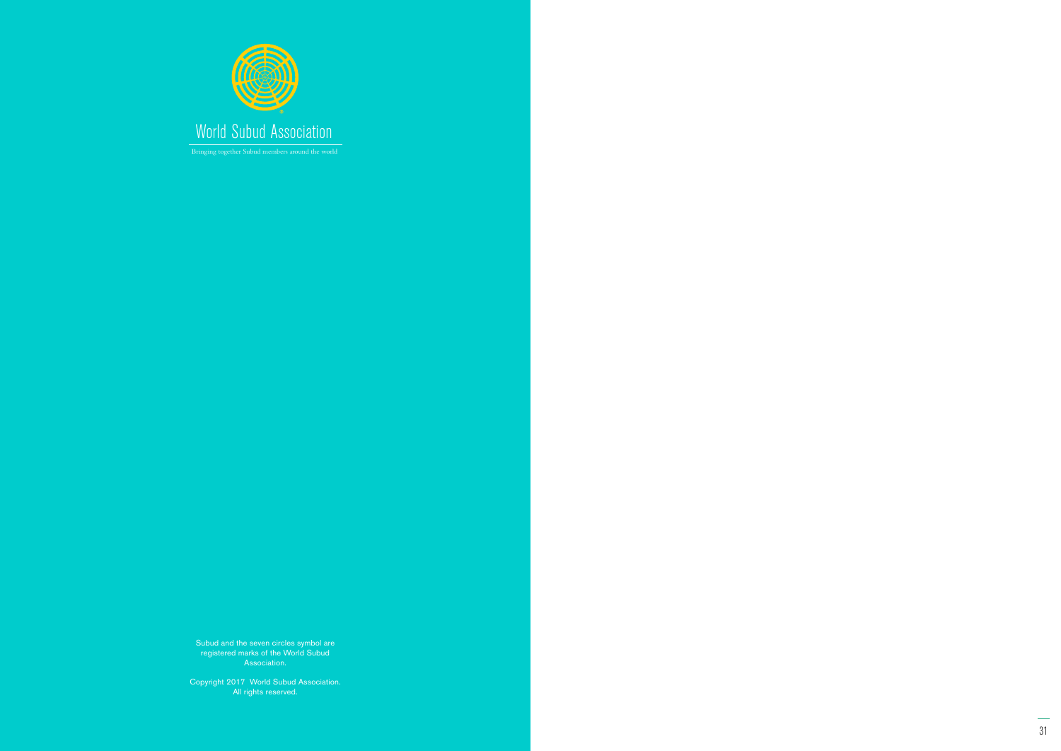World Subud Association

Bringing together Subud members around the world

Subud and the seven circles symbol are registered marks of the World Subud Association.

Copyright 2017 World Subud Association. All rights reserved.